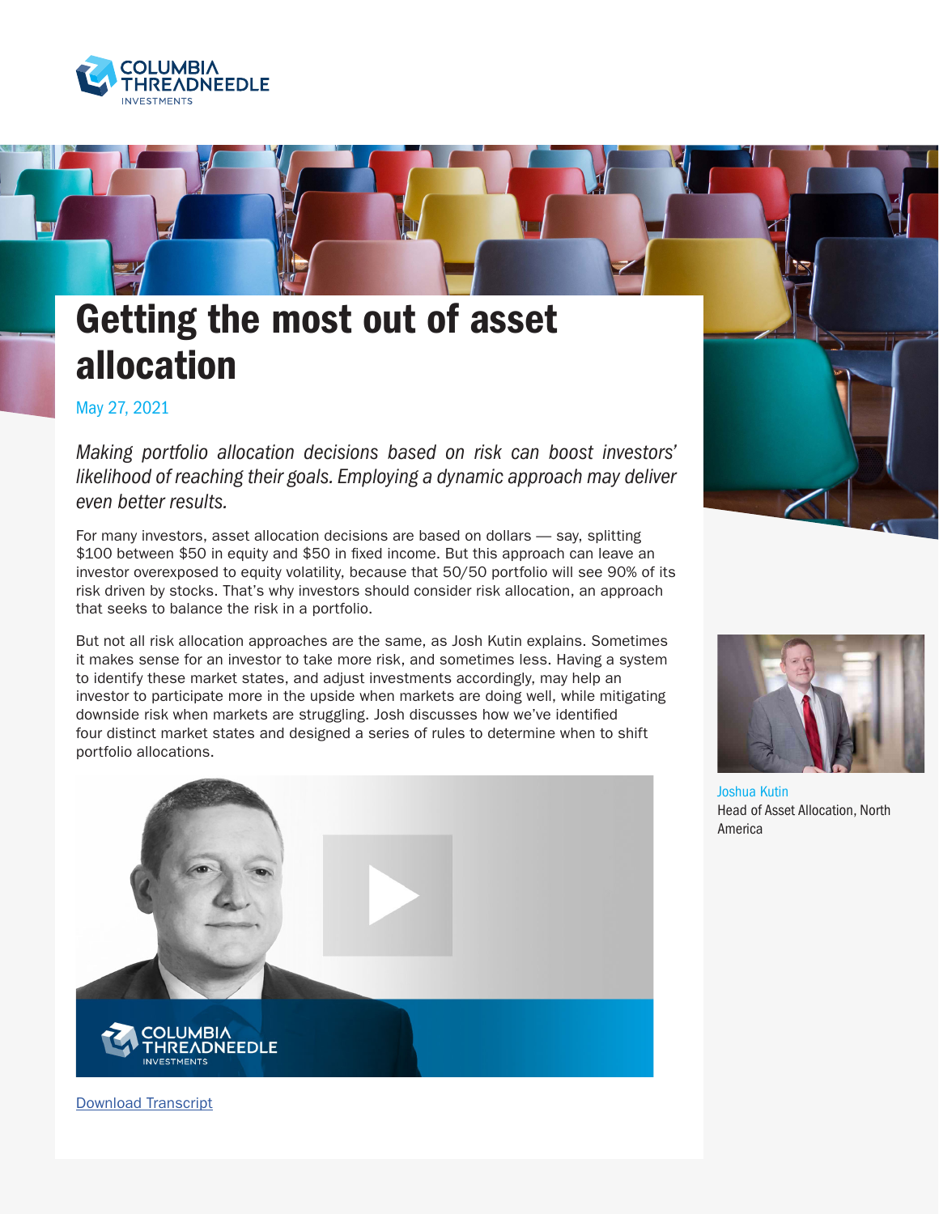# Getting the most out of asset allocation

May 27, 2021

*Making portfolio allocation decisions based on risk can boost investors' likelihood of reaching their goals. Employing a dynamic approach may deliver even better results.*

For many investors, asset allocation decisions are based on dollars — say, splitting $100 between $50 in equity and $50 in fixed income. But this approach can leave an investor overexposed to equity volatility, because that 50/50 portfolio will see 90% of its risk driven by stocks. That's why investors should consider risk allocation, an approach that seeks to balance the risk in a portfolio.

But not all risk allocation approaches are the same, as Josh Kutin explains. Sometimes it makes sense for an investor to take more risk, and sometimes less. Having a system to identify these market states, and adjust investments accordingly, may help an investor to participate more in the upside when markets are doing well, while mitigating downside risk when markets are struggling. Josh discusses how we've identified four distinct market states and designed a series of rules to determine when to shift portfolio allocations.

Joshua Kutin
Head of Asset Allocation, North America

Download Transcript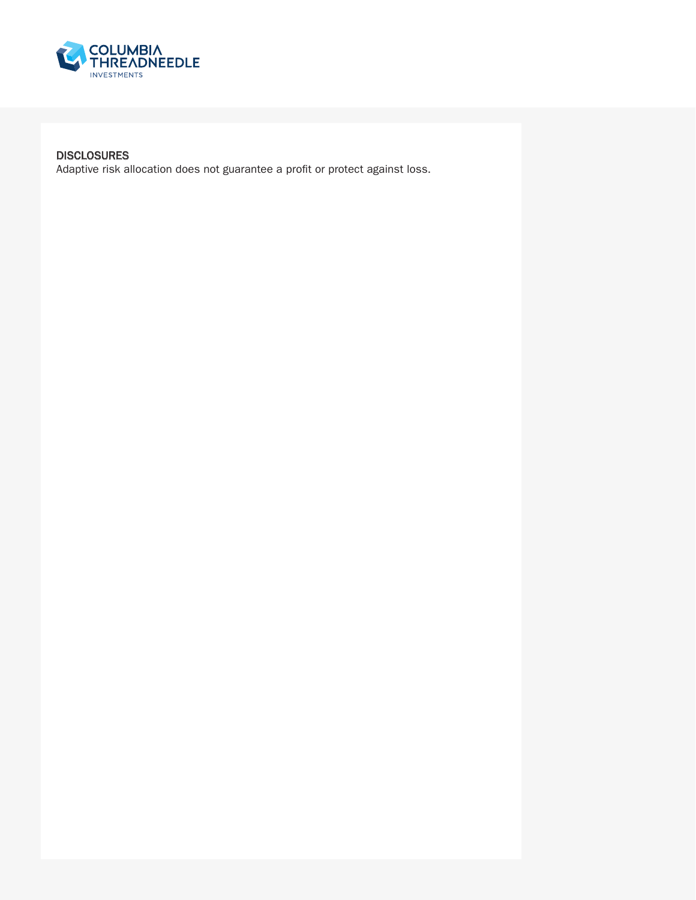## DISCLOSURES

Adaptive risk allocation does not guarantee a profit or protect against loss.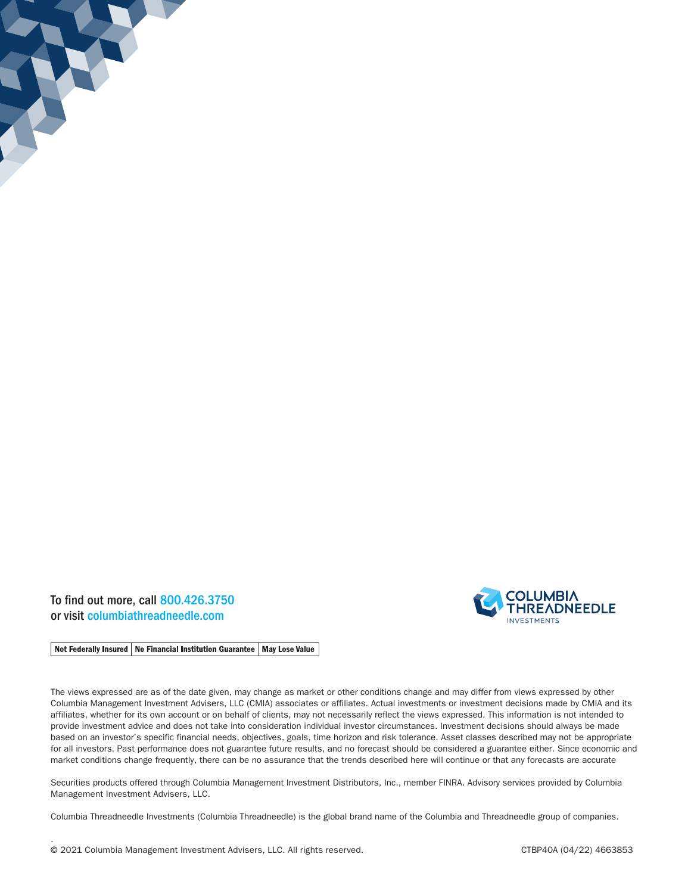To find out more, call 800.426.3750
or visit columbiathreadneedle.com

COLUMBIA THREADNEEDLE INVESTMENTS

| Not Federally Insured | No Financial Institution Guarantee | May Lose Value |
|---|---|---|

The views expressed are as of the date given, may change as market or other conditions change and may differ from views expressed by other Columbia Management Investment Advisers, LLC (CMIA) associates or affiliates. Actual investments or investment decisions made by CMIA and its affiliates, whether for its own account or on behalf of clients, may not necessarily reflect the views expressed. This information is not intended to provide investment advice and does not take into consideration individual investor circumstances. Investment decisions should always be made based on an investor's specific financial needs, objectives, goals, time horizon and risk tolerance. Asset classes described may not be appropriate for all investors. Past performance does not guarantee future results, and no forecast should be considered a guarantee either. Since economic and market conditions change frequently, there can be no assurance that the trends described here will continue or that any forecasts are accurate

Securities products offered through Columbia Management Investment Distributors, Inc., member FINRA. Advisory services provided by Columbia Management Investment Advisers, LLC.

Columbia Threadneedle Investments (Columbia Threadneedle) is the global brand name of the Columbia and Threadneedle group of companies.

© 2021 Columbia Management Investment Advisers, LLC. All rights reserved.

CTBP40A (04/22) 4663853